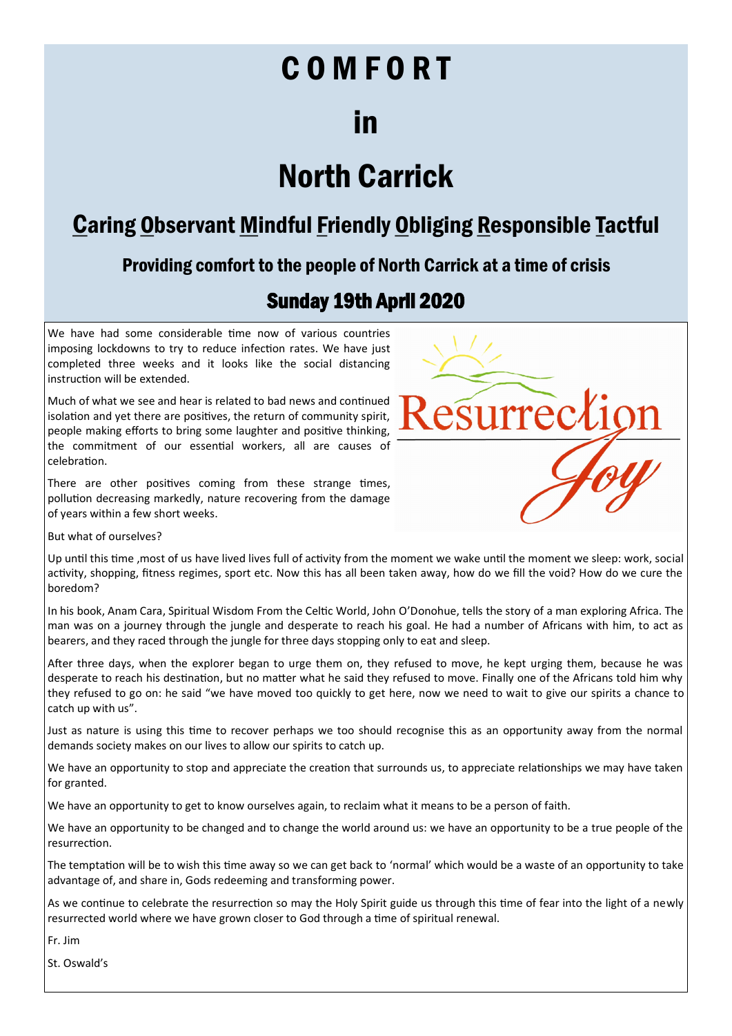# COMFORT

# in

# North Carrick

## Caring Observant Mindful Friendly Obliging Responsible Tactful

### Providing comfort to the people of North Carrick at a time of crisis

### Sunday 19th April 2020

We have had some considerable time now of various countries imposing lockdowns to try to reduce infection rates. We have just completed three weeks and it looks like the social distancing instruction will be extended.

Much of what we see and hear is related to bad news and continued isolation and yet there are positives, the return of community spirit, people making efforts to bring some laughter and positive thinking, the commitment of our essential workers, all are causes of celebration.

There are other positives coming from these strange times, pollution decreasing markedly, nature recovering from the damage of years within a few short weeks.

But what of ourselves?

Up until this time ,most of us have lived lives full of activity from the moment we wake until the moment we sleep: work, social activity, shopping, fitness regimes, sport etc. Now this has all been taken away, how do we fill the void? How do we cure the boredom?

In his book, Anam Cara, Spiritual Wisdom From the Celtic World, John O'Donohue, tells the story of a man exploring Africa. The man was on a journey through the jungle and desperate to reach his goal. He had a number of Africans with him, to act as bearers, and they raced through the jungle for three days stopping only to eat and sleep.

After three days, when the explorer began to urge them on, they refused to move, he kept urging them, because he was desperate to reach his destination, but no matter what he said they refused to move. Finally one of the Africans told him why they refused to go on: he said "we have moved too quickly to get here, now we need to wait to give our spirits a chance to catch up with us".

Just as nature is using this time to recover perhaps we too should recognise this as an opportunity away from the normal demands society makes on our lives to allow our spirits to catch up.

We have an opportunity to stop and appreciate the creation that surrounds us, to appreciate relationships we may have taken for granted.

We have an opportunity to get to know ourselves again, to reclaim what it means to be a person of faith.

We have an opportunity to be changed and to change the world around us: we have an opportunity to be a true people of the resurrection.

The temptation will be to wish this time away so we can get back to 'normal' which would be a waste of an opportunity to take advantage of, and share in, Gods redeeming and transforming power.

As we continue to celebrate the resurrection so may the Holy Spirit guide us through this time of fear into the light of a newly resurrected world where we have grown closer to God through a time of spiritual renewal.

Fr. Jim

St. Oswald's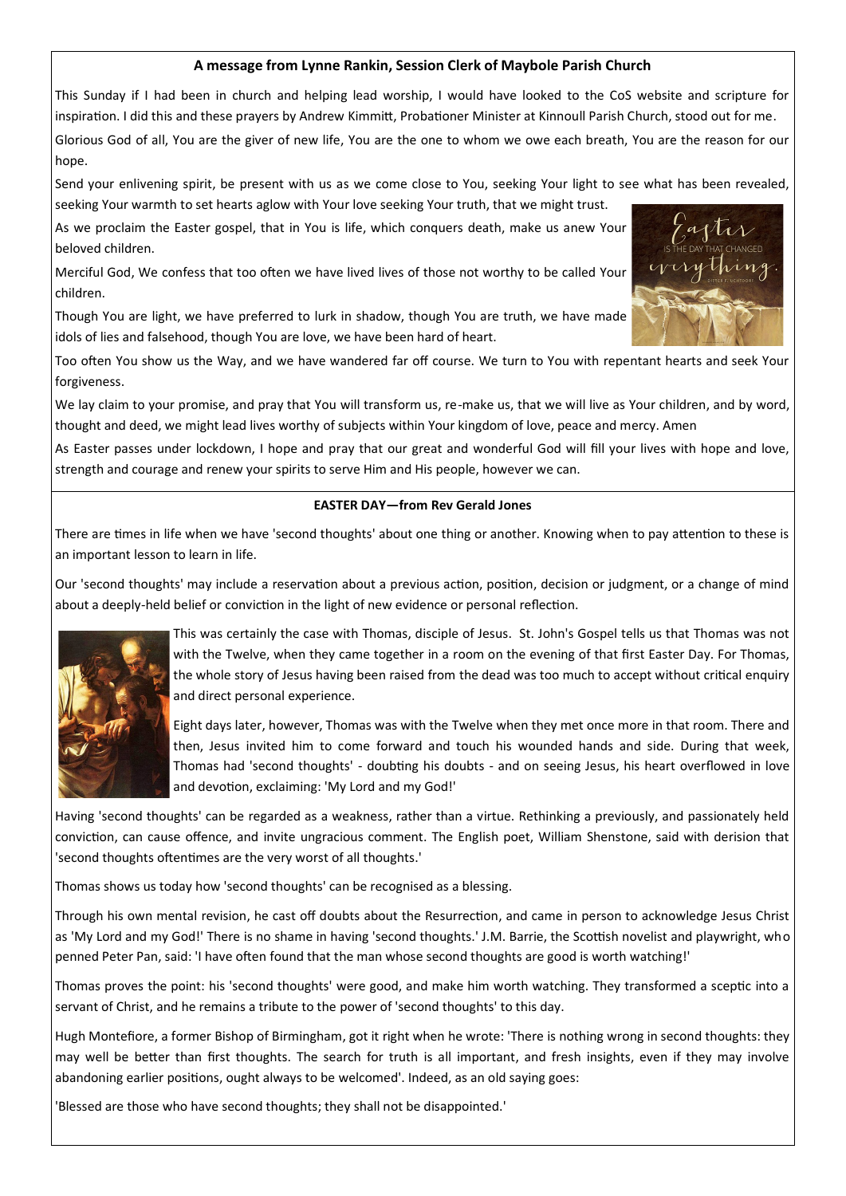**A message from Lynne Rankin, Session Clerk of Maybole Parish Church**

This Sunday if I had been in church and helping lead worship, I would have looked to the CoS website and scripture for inspiration. I did this and these prayers by Andrew Kimmitt, Probationer Minister at Kinnoull Parish Church, stood out for me.

Glorious God of all, You are the giver of new life, You are the one to whom we owe each breath, You are the reason for our hope.

Send your enlivening spirit, be present with us as we come close to You, seeking Your light to see what has been revealed, seeking Your warmth to set hearts aglow with Your love seeking Your truth, that we might trust.

As we proclaim the Easter gospel, that in You is life, which conquers death, make us anew Your beloved children.

Merciful God, We confess that too often we have lived lives of those not worthy to be called Your children.

Though You are light, we have preferred to lurk in shadow, though You are truth, we have made idols of lies and falsehood, though You are love, we have been hard of heart.

Too often You show us the Way, and we have wandered far off course. We turn to You with repentant hearts and seek Your forgiveness.

We lay claim to your promise, and pray that You will transform us, re-make us, that we will live as Your children, and by word, thought and deed, we might lead lives worthy of subjects within Your kingdom of love, peace and mercy. Amen

As Easter passes under lockdown, I hope and pray that our great and wonderful God will fill your lives with hope and love, strength and courage and renew your spirits to serve Him and His people, however we can.

**EASTER DAY—from Rev Gerald Jones**

There are times in life when we have 'second thoughts' about one thing or another. Knowing when to pay attention to these is an important lesson to learn in life.

Our 'second thoughts' may include a reservation about a previous action, position, decision or judgment, or a change of mind about a deeply-held belief or conviction in the light of new evidence or personal reflection.

This was certainly the case with Thomas, disciple of Jesus. St. John's Gospel tells us that Thomas was not with the Twelve, when they came together in a room on the evening of that first Easter Day. For Thomas, the whole story of Jesus having been raised from the dead was too much to accept without critical enquiry and direct personal experience.

Eight days later, however, Thomas was with the Twelve when they met once more in that room. There and then, Jesus invited him to come forward and touch his wounded hands and side. During that week, Thomas had 'second thoughts' - doubting his doubts - and on seeing Jesus, his heart overflowed in love and devotion, exclaiming: 'My Lord and my God!'

Having 'second thoughts' can be regarded as a weakness, rather than a virtue. Rethinking a previously, and passionately held conviction, can cause offence, and invite ungracious comment. The English poet, William Shenstone, said with derision that 'second thoughts oftentimes are the very worst of all thoughts.'

Thomas shows us today how 'second thoughts' can be recognised as a blessing.

Through his own mental revision, he cast off doubts about the Resurrection, and came in person to acknowledge Jesus Christ as 'My Lord and my God!' There is no shame in having 'second thoughts.' J.M. Barrie, the Scottish novelist and playwright, who penned Peter Pan, said: 'I have often found that the man whose second thoughts are good is worth watching!'

Thomas proves the point: his 'second thoughts' were good, and make him worth watching. They transformed a sceptic into a servant of Christ, and he remains a tribute to the power of 'second thoughts' to this day.

Hugh Montefiore, a former Bishop of Birmingham, got it right when he wrote: 'There is nothing wrong in second thoughts: they may well be better than first thoughts. The search for truth is all important, and fresh insights, even if they may involve abandoning earlier positions, ought always to be welcomed'. Indeed, as an old saying goes:

'Blessed are those who have second thoughts; they shall not be disappointed.'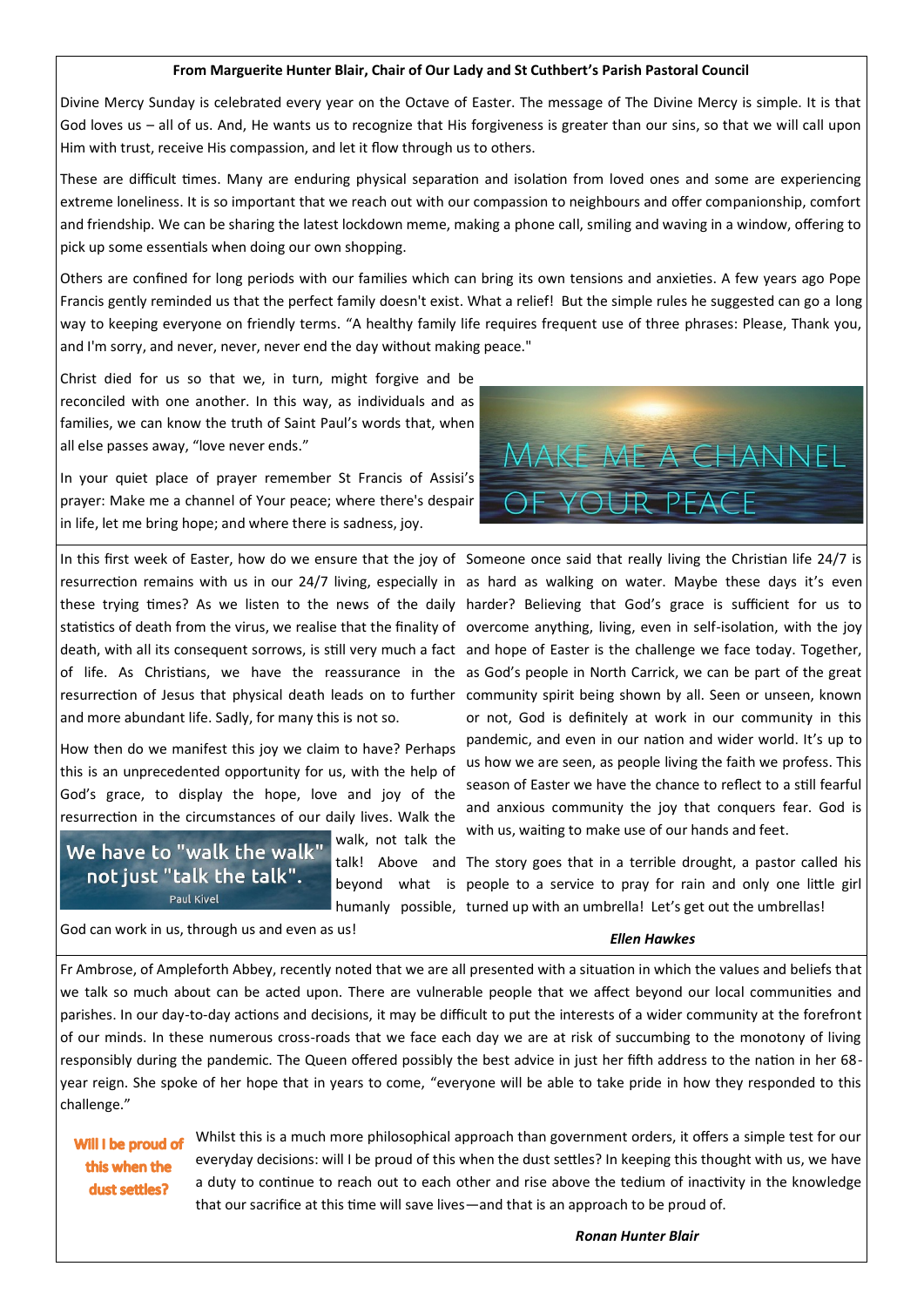**From Marguerite Hunter Blair, Chair of Our Lady and St Cuthbert's Parish Pastoral Council**

Divine Mercy Sunday is celebrated every year on the Octave of Easter. The message of The Divine Mercy is simple. It is that God loves us – all of us. And, He wants us to recognize that His forgiveness is greater than our sins, so that we will call upon Him with trust, receive His compassion, and let it flow through us to others.

These are difficult times. Many are enduring physical separation and isolation from loved ones and some are experiencing extreme loneliness. It is so important that we reach out with our compassion to neighbours and offer companionship, comfort and friendship. We can be sharing the latest lockdown meme, making a phone call, smiling and waving in a window, offering to pick up some essentials when doing our own shopping.

Others are confined for long periods with our families which can bring its own tensions and anxieties. A few years ago Pope Francis gently reminded us that the perfect family doesn't exist. What a relief! But the simple rules he suggested can go a long way to keeping everyone on friendly terms. "A healthy family life requires frequent use of three phrases: Please, Thank you, and I'm sorry, and never, never, never end the day without making peace."

Christ died for us so that we, in turn, might forgive and be reconciled with one another. In this way, as individuals and as families, we can know the truth of Saint Paul's words that, when all else passes away, "love never ends."

In your quiet place of prayer remember St Francis of Assisi's prayer: Make me a channel of Your peace; where there's despair in life, let me bring hope; and where there is sadness, joy.

MAKE ME A CHANNEL OF YOUR PEACE

---

In this first week of Easter, how do we ensure that the joy of resurrection remains with us in our 24/7 living, especially in these trying times? As we listen to the news of the daily statistics of death from the virus, we realise that the finality of death, with all its consequent sorrows, is still very much a fact of life. As Christians, we have the reassurance in the resurrection of Jesus that physical death leads on to further and more abundant life. Sadly, for many this is not so.

How then do we manifest this joy we claim to have? Perhaps this is an unprecedented opportunity for us, with the help of God's grace, to display the hope, love and joy of the resurrection in the circumstances of our daily lives. Walk the walk, not talk the talk! Above and beyond what is humanly possible, God can work in us, through us and even as us!

We have to "walk the walk" not just "talk the talk". Paul Kivel

Someone once said that really living the Christian life 24/7 is as hard as walking on water. Maybe these days it's even harder? Believing that God's grace is sufficient for us to overcome anything, living, even in self-isolation, with the joy and hope of Easter is the challenge we face today. Together, as God's people in North Carrick, we can be part of the great community spirit being shown by all. Seen or unseen, known or not, God is definitely at work in our community in this pandemic, and even in our nation and wider world. It's up to us how we are seen, as people living the faith we profess. This season of Easter we have the chance to reflect to a still fearful and anxious community the joy that conquers fear. God is with us, waiting to make use of our hands and feet.

The story goes that in a terrible drought, a pastor called his people to a service to pray for rain and only one little girl turned up with an umbrella! Let's get out the umbrellas!

***Ellen Hawkes***

---

Fr Ambrose, of Ampleforth Abbey, recently noted that we are all presented with a situation in which the values and beliefs that we talk so much about can be acted upon. There are vulnerable people that we affect beyond our local communities and parishes. In our day-to-day actions and decisions, it may be difficult to put the interests of a wider community at the forefront of our minds. In these numerous cross-roads that we face each day we are at risk of succumbing to the monotony of living responsibly during the pandemic. The Queen offered possibly the best advice in just her fifth address to the nation in her 68-year reign. She spoke of her hope that in years to come, "everyone will be able to take pride in how they responded to this challenge."

**Will I be proud of this when the dust settles?**

Whilst this is a much more philosophical approach than government orders, it offers a simple test for our everyday decisions: will I be proud of this when the dust settles? In keeping this thought with us, we have a duty to continue to reach out to each other and rise above the tedium of inactivity in the knowledge that our sacrifice at this time will save lives—and that is an approach to be proud of.

***Ronan Hunter Blair***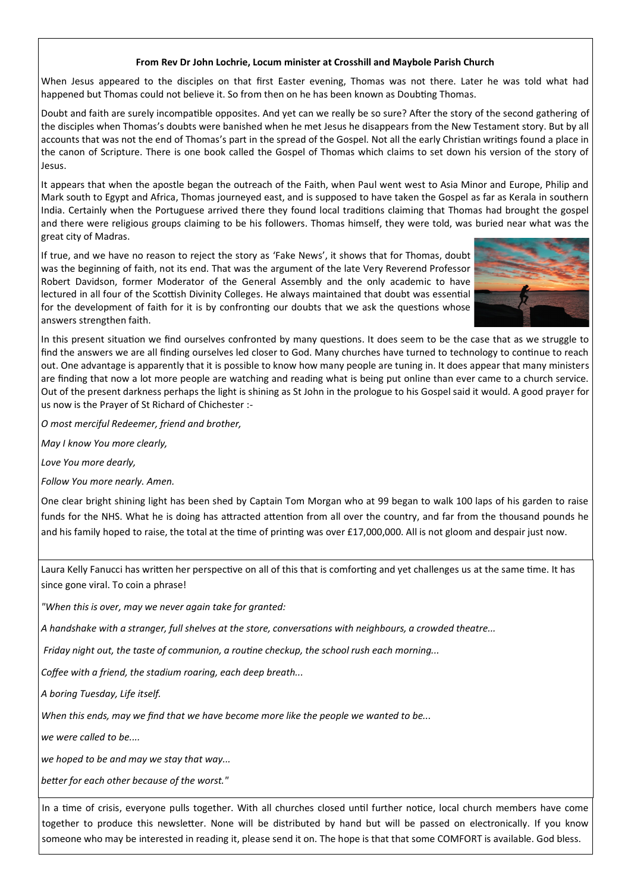**From Rev Dr John Lochrie, Locum minister at Crosshill and Maybole Parish Church**

When Jesus appeared to the disciples on that first Easter evening, Thomas was not there. Later he was told what had happened but Thomas could not believe it. So from then on he has been known as Doubting Thomas.

Doubt and faith are surely incompatible opposites. And yet can we really be so sure? After the story of the second gathering of the disciples when Thomas's doubts were banished when he met Jesus he disappears from the New Testament story. But by all accounts that was not the end of Thomas's part in the spread of the Gospel. Not all the early Christian writings found a place in the canon of Scripture. There is one book called the Gospel of Thomas which claims to set down his version of the story of Jesus.

It appears that when the apostle began the outreach of the Faith, when Paul went west to Asia Minor and Europe, Philip and Mark south to Egypt and Africa, Thomas journeyed east, and is supposed to have taken the Gospel as far as Kerala in southern India. Certainly when the Portuguese arrived there they found local traditions claiming that Thomas had brought the gospel and there were religious groups claiming to be his followers. Thomas himself, they were told, was buried near what was the great city of Madras.

If true, and we have no reason to reject the story as 'Fake News', it shows that for Thomas, doubt was the beginning of faith, not its end. That was the argument of the late Very Reverend Professor Robert Davidson, former Moderator of the General Assembly and the only academic to have lectured in all four of the Scottish Divinity Colleges. He always maintained that doubt was essential for the development of faith for it is by confronting our doubts that we ask the questions whose answers strengthen faith.

In this present situation we find ourselves confronted by many questions. It does seem to be the case that as we struggle to find the answers we are all finding ourselves led closer to God. Many churches have turned to technology to continue to reach out. One advantage is apparently that it is possible to know how many people are tuning in. It does appear that many ministers are finding that now a lot more people are watching and reading what is being put online than ever came to a church service. Out of the present darkness perhaps the light is shining as St John in the prologue to his Gospel said it would. A good prayer for us now is the Prayer of St Richard of Chichester :-

*O most merciful Redeemer, friend and brother,*

*May I know You more clearly,*

*Love You more dearly,*

*Follow You more nearly. Amen.*

One clear bright shining light has been shed by Captain Tom Morgan who at 99 began to walk 100 laps of his garden to raise funds for the NHS. What he is doing has attracted attention from all over the country, and far from the thousand pounds he and his family hoped to raise, the total at the time of printing was over £17,000,000. All is not gloom and despair just now.

Laura Kelly Fanucci has written her perspective on all of this that is comforting and yet challenges us at the same time. It has since gone viral. To coin a phrase!

*"When this is over, may we never again take for granted:*

*A handshake with a stranger, full shelves at the store, conversations with neighbours, a crowded theatre...*

*Friday night out, the taste of communion, a routine checkup, the school rush each morning...*

*Coffee with a friend, the stadium roaring, each deep breath...*

*A boring Tuesday, Life itself.*

*When this ends, may we find that we have become more like the people we wanted to be...*

*we were called to be....*

*we hoped to be and may we stay that way...*

*better for each other because of the worst."*

In a time of crisis, everyone pulls together. With all churches closed until further notice, local church members have come together to produce this newsletter. None will be distributed by hand but will be passed on electronically. If you know someone who may be interested in reading it, please send it on. The hope is that that some COMFORT is available. God bless.